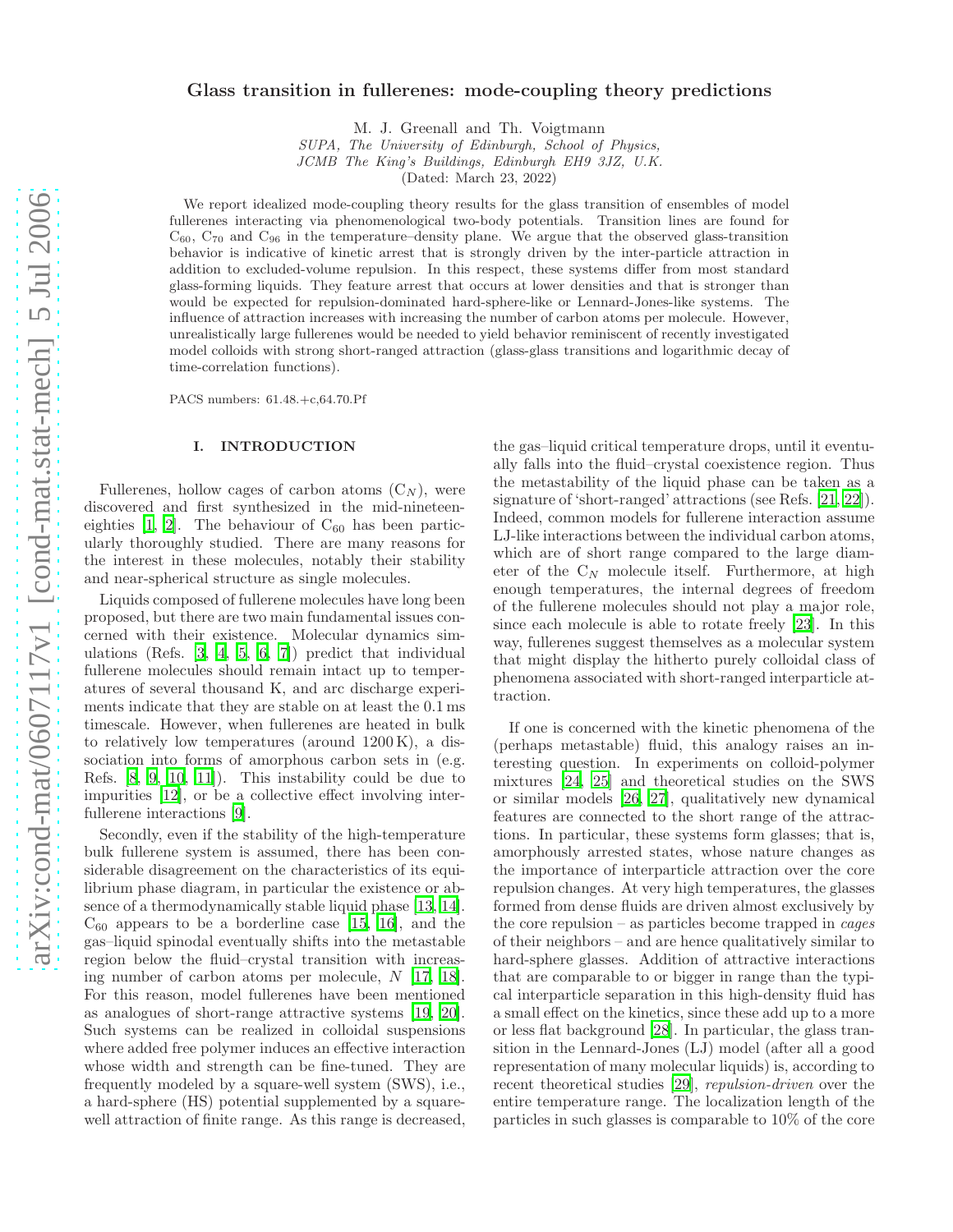# Glass transition in fullerenes: mode-coupling theory predictions

M. J. Greenall and Th. Voigtmann

*SUPA, The University of Edinburgh, School of Physics,*
*JCMB The King's Buildings, Edinburgh EH9 3JZ, U.K.*

(Dated: March 23, 2022)

We report idealized mode-coupling theory results for the glass transition of ensembles of model fullerenes interacting via phenomenological two-body potentials. Transition lines are found for $C_{60}$, $C_{70}$ and $C_{96}$ in the temperature–density plane. We argue that the observed glass-transition behavior is indicative of kinetic arrest that is strongly driven by the inter-particle attraction in addition to excluded-volume repulsion. In this respect, these systems differ from most standard glass-forming liquids. They feature arrest that occurs at lower densities and that is stronger than would be expected for repulsion-dominated hard-sphere-like or Lennard-Jones-like systems. The influence of attraction increases with increasing the number of carbon atoms per molecule. However, unrealistically large fullerenes would be needed to yield behavior reminiscent of recently investigated model colloids with strong short-ranged attraction (glass-glass transitions and logarithmic decay of time-correlation functions).

PACS numbers: 61.48.+c,64.70.Pf

## I. INTRODUCTION

Fullerenes, hollow cages of carbon atoms ($C_N$), were discovered and first synthesized in the mid-nineteen-eighties [1, 2]. The behaviour of $C_{60}$ has been particularly thoroughly studied. There are many reasons for the interest in these molecules, notably their stability and near-spherical structure as single molecules.

Liquids composed of fullerene molecules have long been proposed, but there are two main fundamental issues concerned with their existence. Molecular dynamics simulations (Refs. [3, 4, 5, 6, 7]) predict that individual fullerene molecules should remain intact up to temperatures of several thousand K, and arc discharge experiments indicate that they are stable on at least the 0.1 ms timescale. However, when fullerenes are heated in bulk to relatively low temperatures (around 1200 K), a dissociation into forms of amorphous carbon sets in (e.g. Refs. [8, 9, 10, 11]). This instability could be due to impurities [12], or be a collective effect involving inter-fullerene interactions [9].

Secondly, even if the stability of the high-temperature bulk fullerene system is assumed, there has been considerable disagreement on the characteristics of its equilibrium phase diagram, in particular the existence or absence of a thermodynamically stable liquid phase [13, 14]. $C_{60}$ appears to be a borderline case [15, 16], and the gas–liquid spinodal eventually shifts into the metastable region below the fluid–crystal transition with increasing number of carbon atoms per molecule, $N$ [17, 18]. For this reason, model fullerenes have been mentioned as analogues of short-range attractive systems [19, 20]. Such systems can be realized in colloidal suspensions where added free polymer induces an effective interaction whose width and strength can be fine-tuned. They are frequently modeled by a square-well system (SWS), i.e., a hard-sphere (HS) potential supplemented by a square-well attraction of finite range. As this range is decreased, the gas–liquid critical temperature drops, until it eventually falls into the fluid–crystal coexistence region. Thus the metastability of the liquid phase can be taken as a signature of 'short-ranged' attractions (see Refs. [21, 22]). Indeed, common models for fullerene interaction assume LJ-like interactions between the individual carbon atoms, which are of short range compared to the large diameter of the $C_N$ molecule itself. Furthermore, at high enough temperatures, the internal degrees of freedom of the fullerene molecules should not play a major role, since each molecule is able to rotate freely [23]. In this way, fullerenes suggest themselves as a molecular system that might display the hitherto purely colloidal class of phenomena associated with short-ranged interparticle attraction.

If one is concerned with the kinetic phenomena of the (perhaps metastable) fluid, this analogy raises an interesting question. In experiments on colloid-polymer mixtures [24, 25] and theoretical studies on the SWS or similar models [26, 27], qualitatively new dynamical features are connected to the short range of the attractions. In particular, these systems form glasses; that is, amorphously arrested states, whose nature changes as the importance of interparticle attraction over the core repulsion changes. At very high temperatures, the glasses formed from dense fluids are driven almost exclusively by the core repulsion – as particles become trapped in *cages* of their neighbors – and are hence qualitatively similar to hard-sphere glasses. Addition of attractive interactions that are comparable to or bigger in range than the typical interparticle separation in this high-density fluid has a small effect on the kinetics, since these add up to a more or less flat background [28]. In particular, the glass transition in the Lennard-Jones (LJ) model (after all a good representation of many molecular liquids) is, according to recent theoretical studies [29], *repulsion-driven* over the entire temperature range. The localization length of the particles in such glasses is comparable to 10% of the core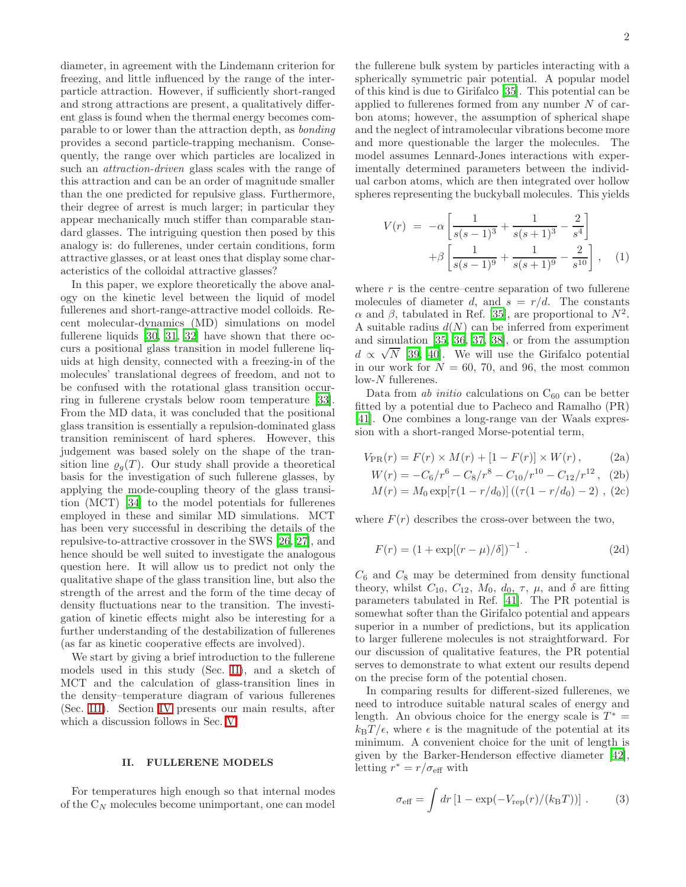diameter, in agreement with the Lindemann criterion for freezing, and little influenced by the range of the interparticle attraction. However, if sufficiently short-ranged and strong attractions are present, a qualitatively different glass is found when the thermal energy becomes comparable to or lower than the attraction depth, as *bonding* provides a second particle-trapping mechanism. Consequently, the range over which particles are localized in such an *attraction-driven* glass scales with the range of this attraction and can be an order of magnitude smaller than the one predicted for repulsive glass. Furthermore, their degree of arrest is much larger; in particular they appear mechanically much stiffer than comparable standard glasses. The intriguing question then posed by this analogy is: do fullerenes, under certain conditions, form attractive glasses, or at least ones that display some characteristics of the colloidal attractive glasses?

In this paper, we explore theoretically the above analogy on the kinetic level between the liquid of model fullerenes and short-range-attractive model colloids. Recent molecular-dynamics (MD) simulations on model fullerene liquids [30, 31, 32] have shown that there occurs a positional glass transition in model fullerene liquids at high density, connected with a freezing-in of the molecules' translational degrees of freedom, and not to be confused with the rotational glass transition occurring in fullerene crystals below room temperature [33]. From the MD data, it was concluded that the positional glass transition is essentially a repulsion-dominated glass transition reminiscent of hard spheres. However, this judgement was based solely on the shape of the transition line $\varrho_g(T)$. Our study shall provide a theoretical basis for the investigation of such fullerene glasses, by applying the mode-coupling theory of the glass transition (MCT) [34] to the model potentials for fullerenes employed in these and similar MD simulations. MCT has been very successful in describing the details of the repulsive-to-attractive crossover in the SWS [26, 27], and hence should be well suited to investigate the analogous question here. It will allow us to predict not only the qualitative shape of the glass transition line, but also the strength of the arrest and the form of the time decay of density fluctuations near to the transition. The investigation of kinetic effects might also be interesting for a further understanding of the destabilization of fullerenes (as far as kinetic cooperative effects are involved).

We start by giving a brief introduction to the fullerene models used in this study (Sec. II), and a sketch of MCT and the calculation of glass-transition lines in the density–temperature diagram of various fullerenes (Sec. III). Section IV presents our main results, after which a discussion follows in Sec. V.

## II. FULLERENE MODELS

For temperatures high enough so that internal modes of the $C_N$ molecules become unimportant, one can model the fullerene bulk system by particles interacting with a spherically symmetric pair potential. A popular model of this kind is due to Girifalco [35]. This potential can be applied to fullerenes formed from any number $N$ of carbon atoms; however, the assumption of spherical shape and the neglect of intramolecular vibrations become more and more questionable the larger the molecules. The model assumes Lennard-Jones interactions with experimentally determined parameters between the individual carbon atoms, which are then integrated over hollow spheres representing the buckyball molecules. This yields

$$V(r) = -\alpha\left[\frac{1}{s(s-1)^3}+\frac{1}{s(s+1)^3}-\frac{2}{s^4}\right] +\beta\left[\frac{1}{s(s-1)^9}+\frac{1}{s(s+1)^9}-\frac{2}{s^{10}}\right], \quad (1)$$

where $r$ is the centre–centre separation of two fullerene molecules of diameter $d$, and $s = r/d$. The constants $\alpha$ and $\beta$, tabulated in Ref. [35], are proportional to $N^2$. A suitable radius $d(N)$ can be inferred from experiment and simulation [35, 36, 37, 38], or from the assumption $d \propto \sqrt{N}$ [39, 40]. We will use the Girifalco potential in our work for $N = 60$, 70, and 96, the most common low-$N$ fullerenes.

Data from *ab initio* calculations on $C_{60}$ can be better fitted by a potential due to Pacheco and Ramalho (PR) [41]. One combines a long-range van der Waals expression with a short-ranged Morse-potential term,

$$V_{\rm PR}(r) = F(r)\times M(r) + [1-F(r)]\times W(r)\,, \quad (2a)$$

$$W(r) = -C_6/r^6 - C_8/r^8 - C_{10}/r^{10} - C_{12}/r^{12}\,, \quad (2b)$$

$$M(r) = M_0\exp[\tau(1-r/d_0)]\left((\tau(1-r/d_0)-2\right)\,, \quad (2c)$$

where $F(r)$ describes the cross-over between the two,

$$F(r) = \left(1+\exp[(r-\mu)/\delta]\right)^{-1}\,. \quad (2d)$$

$C_6$ and $C_8$ may be determined from density functional theory, whilst $C_{10}$, $C_{12}$, $M_0$, $d_0$, $\tau$, $\mu$, and $\delta$ are fitting parameters tabulated in Ref. [41]. The PR potential is somewhat softer than the Girifalco potential and appears superior in a number of predictions, but its application to larger fullerene molecules is not straightforward. For our discussion of qualitative features, the PR potential serves to demonstrate to what extent our results depend on the precise form of the potential chosen.

In comparing results for different-sized fullerenes, we need to introduce suitable natural scales of energy and length. An obvious choice for the energy scale is $T^* = k_BT/\epsilon$, where $\epsilon$ is the magnitude of the potential at its minimum. A convenient choice for the unit of length is given by the Barker-Henderson effective diameter [42], letting $r^* = r/\sigma_{\rm eff}$ with

$$\sigma_{\rm eff} = \int dr\,[1-\exp(-V_{\rm rep}(r)/(k_BT))]\,. \quad (3)$$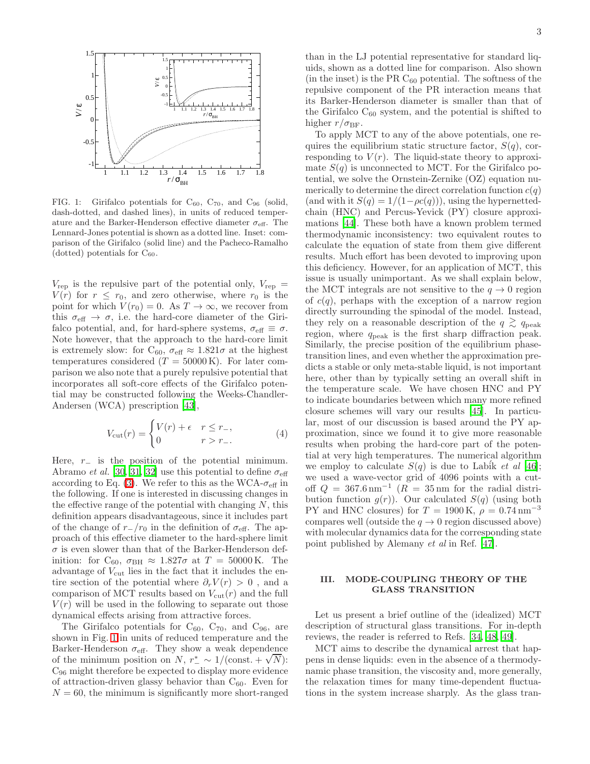FIG. 1: Girifalco potentials for $C_{60}$, $C_{70}$, and $C_{96}$ (solid, dash-dotted, and dashed lines), in units of reduced temperature and the Barker-Henderson effective diameter $\sigma_{\rm eff}$. The Lennard-Jones potential is shown as a dotted line. Inset: comparison of the Girifalco (solid line) and the Pacheco-Ramalho (dotted) potentials for $C_{60}$.

$V_{\rm rep}$ is the repulsive part of the potential only, $V_{\rm rep} = V(r)$ for $r \le r_0$, and zero otherwise, where $r_0$ is the point for which $V(r_0) = 0$. As $T \to \infty$, we recover from this $\sigma_{\rm eff} \to \sigma$, i.e. the hard-core diameter of the Girifalco potential, and, for hard-sphere systems, $\sigma_{\rm eff} \equiv \sigma$. Note however, that the approach to the hard-core limit is extremely slow: for $C_{60}$, $\sigma_{\rm eff} \approx 1.821\sigma$ at the highest temperatures considered ($T = 50000\,\mathrm{K}$). For later comparison we also note that a purely repulsive potential that incorporates all soft-core effects of the Girifalco potential may be constructed following the Weeks-Chandler-Andersen (WCA) prescription [43],

$$V_{\rm cut}(r) = \begin{cases} V(r) + \epsilon & r \le r_-, \\ 0 & r > r_-. \end{cases} \tag{4}$$

Here, $r_-$ is the position of the potential minimum. Abramo *et al.* [30, 31, 32] use this potential to define $\sigma_{\rm eff}$ according to Eq. (3). We refer to this as the WCA-$\sigma_{\rm eff}$ in the following. If one is interested in discussing changes in the effective range of the potential with changing $N$, this definition appears disadvantageous, since it includes part of the change of $r_-/r_0$ in the definition of $\sigma_{\rm eff}$. The approach of this effective diameter to the hard-sphere limit $\sigma$ is even slower than that of the Barker-Henderson definition: for $C_{60}$, $\sigma_{\rm BH} \approx 1.827\sigma$ at $T = 50000\,\mathrm{K}$. The advantage of $V_{\rm cut}$ lies in the fact that it includes the entire section of the potential where $\partial_r V(r) > 0$ , and a comparison of MCT results based on $V_{\rm cut}(r)$ and the full $V(r)$ will be used in the following to separate out those dynamical effects arising from attractive forces.

The Girifalco potentials for $C_{60}$, $C_{70}$, and $C_{96}$, are shown in Fig. 1 in units of reduced temperature and the Barker-Henderson $\sigma_{\rm eff}$. They show a weak dependence of the minimum position on $N$, $r_-^* \sim 1/(\text{const.} + \sqrt{N})$: $C_{96}$ might therefore be expected to display more evidence of attraction-driven glassy behavior than $C_{60}$. Even for $N = 60$, the minimum is significantly more short-ranged than in the LJ potential representative for standard liquids, shown as a dotted line for comparison. Also shown (in the inset) is the PR $C_{60}$ potential. The softness of the repulsive component of the PR interaction means that its Barker-Henderson diameter is smaller than that of the Girifalco $C_{60}$ system, and the potential is shifted to higher $r/\sigma_{\rm BF}$.

To apply MCT to any of the above potentials, one requires the equilibrium static structure factor, $S(q)$, corresponding to $V(r)$. The liquid-state theory to approximate $S(q)$ is unconnected to MCT. For the Girifalco potential, we solve the Ornstein-Zernike (OZ) equation numerically to determine the direct correlation function $c(q)$ (and with it $S(q) = 1/(1-\rho c(q))$), using the hypernetted-chain (HNC) and Percus-Yevick (PY) closure approximations [44]. These both have a known problem termed thermodynamic inconsistency: two equivalent routes to calculate the equation of state from them give different results. Much effort has been devoted to improving upon this deficiency. However, for an application of MCT, this issue is usually unimportant. As we shall explain below, the MCT integrals are not sensitive to the $q \to 0$ region of $c(q)$, perhaps with the exception of a narrow region directly surrounding the spinodal of the model. Instead, they rely on a reasonable description of the $q \gtrsim q_{\rm peak}$ region, where $q_{\rm peak}$ is the first sharp diffraction peak. Similarly, the precise position of the equilibrium phase-transition lines, and even whether the approximation predicts a stable or only meta-stable liquid, is not important here, other than by typically setting an overall shift in the temperature scale. We have chosen HNC and PY to indicate boundaries between which many more refined closure schemes will vary our results [45]. In particular, most of our discussion is based around the PY approximation, since we found it to give more reasonable results when probing the hard-core part of the potential at very high temperatures. The numerical algorithm we employ to calculate $S(q)$ is due to Labík *et al* [46]; we used a wave-vector grid of 4096 points with a cutoff $Q = 367.6\,\mathrm{nm}^{-1}$ ($R = 35\,\mathrm{nm}$ for the radial distribution function $g(r)$). Our calculated $S(q)$ (using both PY and HNC closures) for $T = 1900\,\mathrm{K}$, $\rho = 0.74\,\mathrm{nm}^{-3}$ compares well (outside the $q \to 0$ region discussed above) with molecular dynamics data for the corresponding state point published by Alemany *et al* in Ref. [47].

## III. MODE-COUPLING THEORY OF THE GLASS TRANSITION

Let us present a brief outline of the (idealized) MCT description of structural glass transitions. For in-depth reviews, the reader is referred to Refs. [34, 48, 49].

MCT aims to describe the dynamical arrest that happens in dense liquids: even in the absence of a thermodynamic phase transition, the viscosity and, more generally, the relaxation times for many time-dependent fluctuations in the system increase sharply. As the glass tran-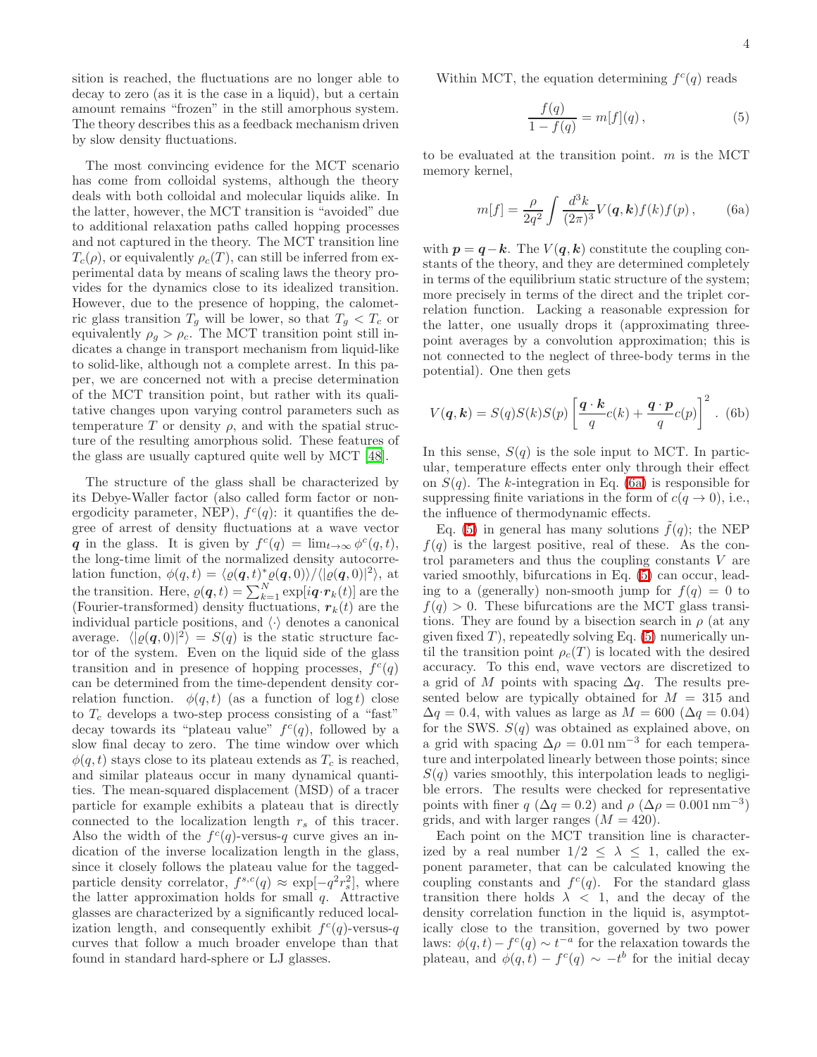sition is reached, the fluctuations are no longer able to decay to zero (as it is the case in a liquid), but a certain amount remains "frozen" in the still amorphous system. The theory describes this as a feedback mechanism driven by slow density fluctuations.

The most convincing evidence for the MCT scenario has come from colloidal systems, although the theory deals with both colloidal and molecular liquids alike. In the latter, however, the MCT transition is "avoided" due to additional relaxation paths called hopping processes and not captured in the theory. The MCT transition line $T_c(\rho)$, or equivalently $\rho_c(T)$, can still be inferred from experimental data by means of scaling laws the theory provides for the dynamics close to its idealized transition. However, due to the presence of hopping, the calometric glass transition $T_g$ will be lower, so that $T_g < T_c$ or equivalently $\rho_g > \rho_c$. The MCT transition point still indicates a change in transport mechanism from liquid-like to solid-like, although not a complete arrest. In this paper, we are concerned not with a precise determination of the MCT transition point, but rather with its qualitative changes upon varying control parameters such as temperature $T$ or density $\rho$, and with the spatial structure of the resulting amorphous solid. These features of the glass are usually captured quite well by MCT [48].

The structure of the glass shall be characterized by its Debye-Waller factor (also called form factor or nonergodicity parameter, NEP), $f^c(q)$: it quantifies the degree of arrest of density fluctuations at a wave vector $\boldsymbol{q}$ in the glass. It is given by $f^c(q) = \lim_{t\to\infty} \phi^c(q,t)$, the long-time limit of the normalized density autocorrelation function, $\phi(q,t) = \langle \varrho(\boldsymbol{q},t)^* \varrho(\boldsymbol{q},0)\rangle / \langle |\varrho(\boldsymbol{q},0)|^2\rangle$, at the transition. Here, $\varrho(\boldsymbol{q},t) = \sum_{k=1}^{N} \exp[i\boldsymbol{q}\cdot\boldsymbol{r}_k(t)]$ are the (Fourier-transformed) density fluctuations, $\boldsymbol{r}_k(t)$ are the individual particle positions, and $\langle\cdot\rangle$ denotes a canonical average. $\langle |\varrho(\boldsymbol{q},0)|^2\rangle = S(q)$ is the static structure factor of the system. Even on the liquid side of the glass transition and in presence of hopping processes, $f^c(q)$ can be determined from the time-dependent density correlation function. $\phi(q,t)$ (as a function of $\log t$) close to $T_c$ develops a two-step process consisting of a "fast" decay towards its "plateau value" $f^c(q)$, followed by a slow final decay to zero. The time window over which $\phi(q,t)$ stays close to its plateau extends as $T_c$ is reached, and similar plateaus occur in many dynamical quantities. The mean-squared displacement (MSD) of a tracer particle for example exhibits a plateau that is directly connected to the localization length $r_s$ of this tracer. Also the width of the $f^c(q)$-versus-$q$ curve gives an indication of the inverse localization length in the glass, since it closely follows the plateau value for the tagged-particle density correlator, $f^{s,c}(q) \approx \exp[-q^2 r_s^2]$, where the latter approximation holds for small $q$. Attractive glasses are characterized by a significantly reduced localization length, and consequently exhibit $f^c(q)$-versus-$q$ curves that follow a much broader envelope than that found in standard hard-sphere or LJ glasses.

Within MCT, the equation determining $f^c(q)$ reads

$$\frac{f(q)}{1-f(q)} = m[f](q)\,, \tag{5}$$

to be evaluated at the transition point. $m$ is the MCT memory kernel,

$$m[f] = \frac{\rho}{2q^2} \int \frac{d^3k}{(2\pi)^3} V(\boldsymbol{q},\boldsymbol{k}) f(k) f(p)\,, \tag{6a}$$

with $\boldsymbol{p} = \boldsymbol{q} - \boldsymbol{k}$. The $V(\boldsymbol{q},\boldsymbol{k})$ constitute the coupling constants of the theory, and they are determined completely in terms of the equilibrium static structure of the system; more precisely in terms of the direct and the triplet correlation function. Lacking a reasonable expression for the latter, one usually drops it (approximating three-point averages by a convolution approximation; this is not connected to the neglect of three-body terms in the potential). One then gets

$$V(\boldsymbol{q},\boldsymbol{k}) = S(q)S(k)S(p)\left[\frac{\boldsymbol{q}\cdot\boldsymbol{k}}{q}c(k) + \frac{\boldsymbol{q}\cdot\boldsymbol{p}}{q}c(p)\right]^2\,. \tag{6b}$$

In this sense, $S(q)$ is the sole input to MCT. In particular, temperature effects enter only through their effect on $S(q)$. The $k$-integration in Eq. (6a) is responsible for suppressing finite variations in the form of $c(q \to 0)$, i.e., the influence of thermodynamic effects.

Eq. (5) in general has many solutions $\tilde{f}(q)$; the NEP $f(q)$ is the largest positive, real of these. As the control parameters and thus the coupling constants $V$ are varied smoothly, bifurcations in Eq. (5) can occur, leading to a (generally) non-smooth jump for $f(q) = 0$ to $f(q) > 0$. These bifurcations are the MCT glass transitions. They are found by a bisection search in $\rho$ (at any given fixed $T$), repeatedly solving Eq. (5) numerically until the transition point $\rho_c(T)$ is located with the desired accuracy. To this end, wave vectors are discretized to a grid of $M$ points with spacing $\Delta q$. The results presented below are typically obtained for $M = 315$ and $\Delta q = 0.4$, with values as large as $M = 600$ ($\Delta q = 0.04$) for the SWS. $S(q)$ was obtained as explained above, on a grid with spacing $\Delta\rho = 0.01\,\mathrm{nm}^{-3}$ for each temperature and interpolated linearly between those points; since $S(q)$ varies smoothly, this interpolation leads to negligible errors. The results were checked for representative points with finer $q$ ($\Delta q = 0.2$) and $\rho$ ($\Delta\rho = 0.001\,\mathrm{nm}^{-3}$) grids, and with larger ranges ($M = 420$).

Each point on the MCT transition line is characterized by a real number $1/2 \leq \lambda \leq 1$, called the exponent parameter, that can be calculated knowing the coupling constants and $f^c(q)$. For the standard glass transition there holds $\lambda < 1$, and the decay of the density correlation function in the liquid is, asymptotically close to the transition, governed by two power laws: $\phi(q,t) - f^c(q) \sim t^{-a}$ for the relaxation towards the plateau, and $\phi(q,t) - f^c(q) \sim -t^b$ for the initial decay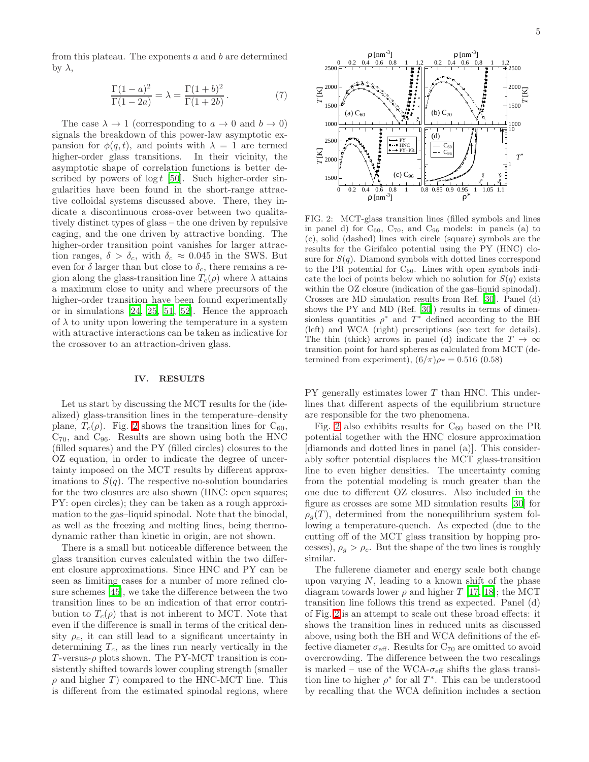from this plateau. The exponents $a$ and $b$ are determined by $\lambda$,

$$\frac{\Gamma(1-a)^2}{\Gamma(1-2a)} = \lambda = \frac{\Gamma(1+b)^2}{\Gamma(1+2b)}\,. \tag{7}$$

The case $\lambda \to 1$ (corresponding to $a \to 0$ and $b \to 0$) signals the breakdown of this power-law asymptotic expansion for $\phi(q,t)$, and points with $\lambda = 1$ are termed higher-order glass transitions. In their vicinity, the asymptotic shape of correlation functions is better described by powers of $\log t$ [50]. Such higher-order singularities have been found in the short-range attractive colloidal systems discussed above. There, they indicate a discontinuous cross-over between two qualitatively distinct types of glass – the one driven by repulsive caging, and the one driven by attractive bonding. The higher-order transition point vanishes for larger attraction ranges, $\delta > \delta_c$, with $\delta_c \approx 0.045$ in the SWS. But even for $\delta$ larger than but close to $\delta_c$, there remains a region along the glass-transition line $T_c(\rho)$ where $\lambda$ attains a maximum close to unity and where precursors of the higher-order transition have been found experimentally or in simulations [24, 25, 51, 52]. Hence the approach of $\lambda$ to unity upon lowering the temperature in a system with attractive interactions can be taken as indicative for the crossover to an attraction-driven glass.

## IV. RESULTS

Let us start by discussing the MCT results for the (idealized) glass-transition lines in the temperature–density plane, $T_c(\rho)$. Fig. 2 shows the transition lines for $C_{60}$, $C_{70}$, and $C_{96}$. Results are shown using both the HNC (filled squares) and the PY (filled circles) closures to the OZ equation, in order to indicate the degree of uncertainty imposed on the MCT results by different approximations to $S(q)$. The respective no-solution boundaries for the two closures are also shown (HNC: open squares; PY: open circles); they can be taken as a rough approximation to the gas–liquid spinodal. Note that the binodal, as well as the freezing and melting lines, being thermodynamic rather than kinetic in origin, are not shown.

There is a small but noticeable difference between the glass transition curves calculated within the two different closure approximations. Since HNC and PY can be seen as limiting cases for a number of more refined closure schemes [45], we take the difference between the two transition lines to be an indication of that error contribution to $T_c(\rho)$ that is not inherent to MCT. Note that even if the difference is small in terms of the critical density $\rho_c$, it can still lead to a significant uncertainty in determining $T_c$, as the lines run nearly vertically in the $T$-versus-$\rho$ plots shown. The PY-MCT transition is consistently shifted towards lower coupling strength (smaller $\rho$ and higher $T$) compared to the HNC-MCT line. This is different from the estimated spinodal regions, where PY generally estimates lower $T$ than HNC. This underlines that different aspects of the equilibrium structure are responsible for the two phenomena.

FIG. 2: MCT-glass transition lines (filled symbols and lines in panel d) for $C_{60}$, $C_{70}$, and $C_{96}$ models: in panels (a) to (c), solid (dashed) lines with circle (square) symbols are the results for the Girifalco potential using the PY (HNC) closure for $S(q)$. Diamond symbols with dotted lines correspond to the PR potential for $C_{60}$. Lines with open symbols indicate the loci of points below which no solution for $S(q)$ exists within the OZ closure (indication of the gas–liquid spinodal). Crosses are MD simulation results from Ref. [30]. Panel (d) shows the PY and MD (Ref. [30]) results in terms of dimensionless quantities $\rho^*$ and $T^*$ defined according to the BH (left) and WCA (right) prescriptions (see text for details). The thin (thick) arrows in panel (d) indicate the $T \to \infty$ transition point for hard spheres as calculated from MCT (determined from experiment), $(6/\pi)\rho* = 0.516$ (0.58)

Fig. 2 also exhibits results for $C_{60}$ based on the PR potential together with the HNC closure approximation [diamonds and dotted lines in panel (a)]. This considerably softer potential displaces the MCT glass-transition line to even higher densities. The uncertainty coming from the potential modeling is much greater than the one due to different OZ closures. Also included in the figure as crosses are some MD simulation results [30] for $\rho_g(T)$, determined from the nonequilibrium system following a temperature-quench. As expected (due to the cutting off of the MCT glass transition by hopping processes), $\rho_g > \rho_c$. But the shape of the two lines is roughly similar.

The fullerene diameter and energy scale both change upon varying $N$, leading to a known shift of the phase diagram towards lower $\rho$ and higher $T$ [17, 18]; the MCT transition line follows this trend as expected. Panel (d) of Fig. 2 is an attempt to scale out these broad effects: it shows the transition lines in reduced units as discussed above, using both the BH and WCA definitions of the effective diameter $\sigma_{\text{eff}}$. Results for $C_{70}$ are omitted to avoid overcrowding. The difference between the two rescalings is marked – use of the WCA-$\sigma_{\text{eff}}$ shifts the glass transition line to higher $\rho^*$ for all $T^*$. This can be understood by recalling that the WCA definition includes a section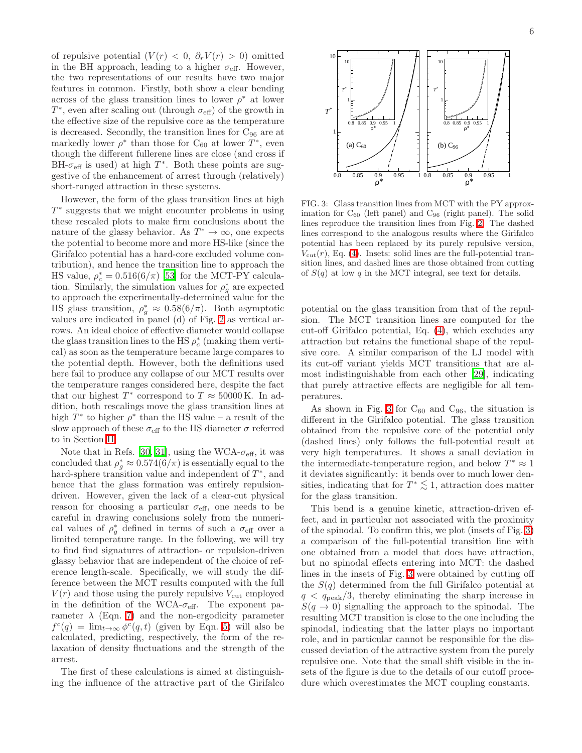of repulsive potential ($V(r) < 0$, $\partial_r V(r) > 0$) omitted in the BH approach, leading to a higher $\sigma_{\rm eff}$. However, the two representations of our results have two major features in common. Firstly, both show a clear bending across of the glass transition lines to lower $\rho^*$ at lower $T^*$, even after scaling out (through $\sigma_{\rm eff}$) of the growth in the effective size of the repulsive core as the temperature is decreased. Secondly, the transition lines for $C_{96}$ are at markedly lower $\rho^*$ than those for $C_{60}$ at lower $T^*$, even though the different fullerene lines are close (and cross if BH-$\sigma_{\rm eff}$ is used) at high $T^*$. Both these points are suggestive of the enhancement of arrest through (relatively) short-ranged attraction in these systems.

However, the form of the glass transition lines at high $T^*$ suggests that we might encounter problems in using these rescaled plots to make firm conclusions about the nature of the glassy behavior. As $T^* \to \infty$, one expects the potential to become more and more HS-like (since the Girifalco potential has a hard-core excluded volume contribution), and hence the transition line to approach the HS value, $\rho^*_c = 0.516(6/\pi)$ [53] for the MCT-PY calculation. Similarly, the simulation values for $\rho^*_g$ are expected to approach the experimentally-determined value for the HS glass transition, $\rho^*_g \approx 0.58(6/\pi)$. Both asymptotic values are indicated in panel (d) of Fig. 2 as vertical arrows. An ideal choice of effective diameter would collapse the glass transition lines to the HS $\rho^*_c$ (making them vertical) as soon as the temperature became large compares to the potential depth. However, both the definitions used here fail to produce any collapse of our MCT results over the temperature ranges considered here, despite the fact that our highest $T^*$ correspond to $T \approx 50000\,$K. In addition, both rescalings move the glass transition lines at high $T^*$ to higher $\rho^*$ than the HS value – a result of the slow approach of these $\sigma_{\rm eff}$ to the HS diameter $\sigma$ referred to in Section II.

Note that in Refs. [30, 31], using the WCA-$\sigma_{\rm eff}$, it was concluded that $\rho^*_g \approx 0.574(6/\pi)$ is essentially equal to the hard-sphere transition value and independent of $T^*$, and hence that the glass formation was entirely repulsion-driven. However, given the lack of a clear-cut physical reason for choosing a particular $\sigma_{\rm eff}$, one needs to be careful in drawing conclusions solely from the numerical values of $\rho^*_g$ defined in terms of such a $\sigma_{\rm eff}$ over a limited temperature range. In the following, we will try to find find signatures of attraction- or repulsion-driven glassy behavior that are independent of the choice of reference length-scale. Specifically, we will study the difference between the MCT results computed with the full $V(r)$ and those using the purely repulsive $V_{\rm cut}$ employed in the definition of the WCA-$\sigma_{\rm eff}$. The exponent parameter $\lambda$ (Eqn. 7) and the non-ergodicity parameter $f^c(q) = \lim_{t\to\infty} \phi^c(q,t)$ (given by Eqn. 5) will also be calculated, predicting, respectively, the form of the relaxation of density fluctuations and the strength of the arrest.

The first of these calculations is aimed at distinguishing the influence of the attractive part of the Girifalco potential on the glass transition from that of the repulsion. The MCT transition lines are computed for the cut-off Girifalco potential, Eq. (4), which excludes any attraction but retains the functional shape of the repulsive core. A similar comparison of the LJ model with its cut-off variant yields MCT transitions that are almost indistinguishable from each other [29], indicating that purely attractive effects are negligible for all temperatures.

FIG. 3: Glass transition lines from MCT with the PY approximation for $C_{60}$ (left panel) and $C_{96}$ (right panel). The solid lines reproduce the transition lines from Fig. 2. The dashed lines correspond to the analogous results where the Girifalco potential has been replaced by its purely repulsive version, $V_{\rm cut}(r)$, Eq. (4). Insets: solid lines are the full-potential transition lines, and dashed lines are those obtained from cutting of $S(q)$ at low $q$ in the MCT integral, see text for details.

As shown in Fig. 3 for $C_{60}$ and $C_{96}$, the situation is different in the Girifalco potential. The glass transition obtained from the repulsive core of the potential only (dashed lines) only follows the full-potential result at very high temperatures. It shows a small deviation in the intermediate-temperature region, and below $T^* \approx 1$ it deviates significantly: it bends over to much lower densities, indicating that for $T^* \lesssim 1$, attraction does matter for the glass transition.

This bend is a genuine kinetic, attraction-driven effect, and in particular not associated with the proximity of the spinodal. To confirm this, we plot (insets of Fig. 3) a comparison of the full-potential transition line with one obtained from a model that does have attraction, but no spinodal effects entering into MCT: the dashed lines in the insets of Fig. 3 were obtained by cutting off the $S(q)$ determined from the full Girifalco potential at $q < q_{\rm peak}/3$, thereby eliminating the sharp increase in $S(q \to 0)$ signalling the approach to the spinodal. The resulting MCT transition is close to the one including the spinodal, indicating that the latter plays no important role, and in particular cannot be responsible for the discussed deviation of the attractive system from the purely repulsive one. Note that the small shift visible in the insets of the figure is due to the details of our cutoff procedure which overestimates the MCT coupling constants.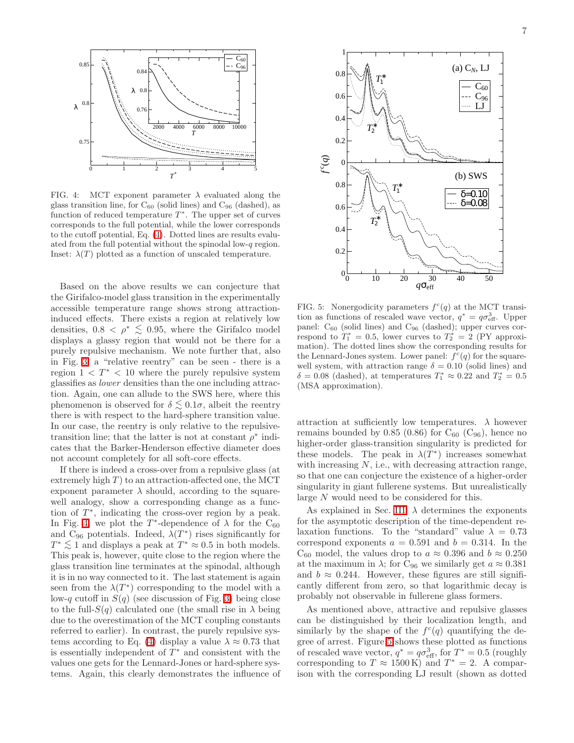FIG. 4: MCT exponent parameter $\lambda$ evaluated along the glass transition line, for $C_{60}$ (solid lines) and $C_{96}$ (dashed), as function of reduced temperature $T^*$. The upper set of curves corresponds to the full potential, while the lower corresponds to the cutoff potential, Eq. (4). Dotted lines are results evaluated from the full potential without the spinodal low-$q$ region. Inset: $\lambda(T)$ plotted as a function of unscaled temperature.

Based on the above results we can conjecture that the Girifalco-model glass transition in the experimentally accessible temperature range shows strong attraction-induced effects. There exists a region at relatively low densities, $0.8 < \rho^* \lesssim 0.95$, where the Girifalco model displays a glassy region that would not be there for a purely repulsive mechanism. We note further that, also in Fig. 3, a "relative reentry" can be seen - there is a region $1 < T^* < 10$ where the purely repulsive system glassifies as *lower* densities than the one including attraction. Again, one can allude to the SWS here, where this phenomenon is observed for $\delta \lesssim 0.1\sigma$, albeit the reentry there is with respect to the hard-sphere transition value. In our case, the reentry is only relative to the repulsive-transition line; that the latter is not at constant $\rho^*$ indicates that the Barker-Henderson effective diameter does not account completely for all soft-core effects.

If there is indeed a cross-over from a repulsive glass (at extremely high $T$) to an attraction-affected one, the MCT exponent parameter $\lambda$ should, according to the square-well analogy, show a corresponding change as a function of $T^*$, indicating the cross-over region by a peak. In Fig. 4, we plot the $T^*$-dependence of $\lambda$ for the $C_{60}$ and $C_{96}$ potentials. Indeed, $\lambda(T^*)$ rises significantly for $T^* \lesssim 1$ and displays a peak at $T^* \approx 0.5$ in both models. This peak is, however, quite close to the region where the glass transition line terminates at the spinodal, although it is in no way connected to it. The last statement is again seen from the $\lambda(T^*)$ corresponding to the model with a low-$q$ cutoff in $S(q)$ (see discussion of Fig. 3) being close to the full-$S(q)$ calculated one (the small rise in $\lambda$ being due to the overestimation of the MCT coupling constants referred to earlier). In contrast, the purely repulsive systems according to Eq. (4) display a value $\lambda \approx 0.73$ that is essentially independent of $T^*$ and consistent with the values one gets for the Lennard-Jones or hard-sphere systems. Again, this clearly demonstrates the influence of attraction at sufficiently low temperatures. $\lambda$ however remains bounded by 0.85 (0.86) for $C_{60}$ ($C_{96}$), hence no higher-order glass-transition singularity is predicted for these models. The peak in $\lambda(T^*)$ increases somewhat with increasing $N$, i.e., with decreasing attraction range, so that one can conjecture the existence of a higher-order singularity in giant fullerene systems. But unrealistically large $N$ would need to be considered for this.

FIG. 5: Nonergodicity parameters $f^c(q)$ at the MCT transition as functions of rescaled wave vector, $q^* = q\sigma_{\text{eff}}^3$. Upper panel: $C_{60}$ (solid lines) and $C_{96}$ (dashed); upper curves correspond to $T_1^* = 0.5$, lower curves to $T_2^* = 2$ (PY approximation). The dotted lines show the corresponding results for the Lennard-Jones system. Lower panel: $f^c(q)$ for the square-well system, with attraction range $\delta = 0.10$ (solid lines) and $\delta = 0.08$ (dashed), at temperatures $T_1^* \approx 0.22$ and $T_2^* = 0.5$ (MSA approximation).

As explained in Sec. III, $\lambda$ determines the exponents for the asymptotic description of the time-dependent relaxation functions. To the "standard" value $\lambda = 0.73$ correspond exponents $a = 0.591$ and $b = 0.314$. In the $C_{60}$ model, the values drop to $a \approx 0.396$ and $b \approx 0.250$ at the maximum in $\lambda$; for $C_{96}$ we similarly get $a \approx 0.381$ and $b \approx 0.244$. However, these figures are still significantly different from zero, so that logarithmic decay is probably not observable in fullerene glass formers.

As mentioned above, attractive and repulsive glasses can be distinguished by their localization length, and similarly by the shape of the $f^c(q)$ quantifying the degree of arrest. Figure 5 shows these plotted as functions of rescaled wave vector, $q^* = q\sigma_{\text{eff}}^3$, for $T^* = 0.5$ (roughly corresponding to $T \approx 1500\,\text{K}$) and $T^* = 2$. A comparison with the corresponding LJ result (shown as dotted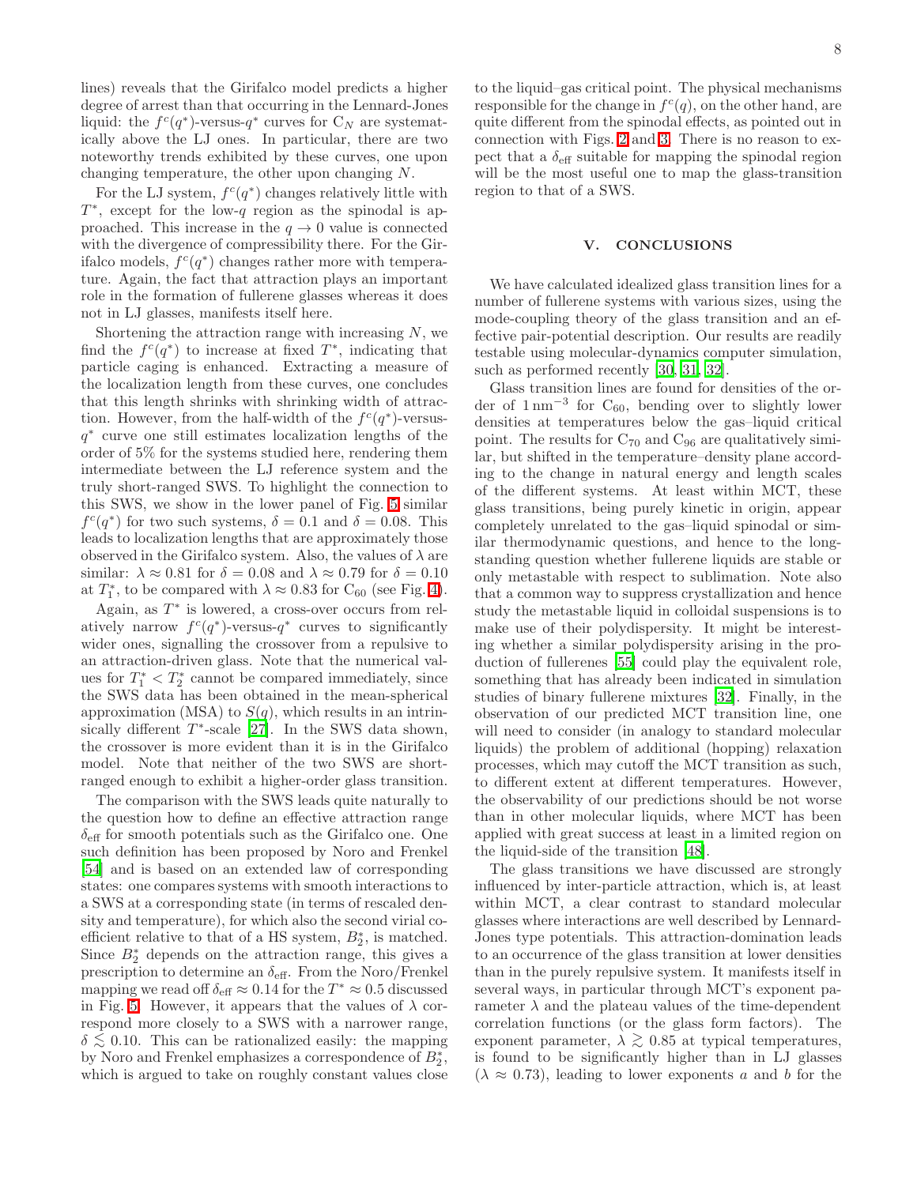lines) reveals that the Girifalco model predicts a higher degree of arrest than that occurring in the Lennard-Jones liquid: the $f^c(q^*)$-versus-$q^*$ curves for $C_N$ are systematically above the LJ ones. In particular, there are two noteworthy trends exhibited by these curves, one upon changing temperature, the other upon changing $N$.

For the LJ system, $f^c(q^*)$ changes relatively little with $T^*$, except for the low-$q$ region as the spinodal is approached. This increase in the $q \to 0$ value is connected with the divergence of compressibility there. For the Girifalco models, $f^c(q^*)$ changes rather more with temperature. Again, the fact that attraction plays an important role in the formation of fullerene glasses whereas it does not in LJ glasses, manifests itself here.

Shortening the attraction range with increasing $N$, we find the $f^c(q^*)$ to increase at fixed $T^*$, indicating that particle caging is enhanced. Extracting a measure of the localization length from these curves, one concludes that this length shrinks with shrinking width of attraction. However, from the half-width of the $f^c(q^*)$-versus-$q^*$ curve one still estimates localization lengths of the order of 5% for the systems studied here, rendering them intermediate between the LJ reference system and the truly short-ranged SWS. To highlight the connection to this SWS, we show in the lower panel of Fig. 5 similar $f^c(q^*)$ for two such systems, $\delta = 0.1$ and $\delta = 0.08$. This leads to localization lengths that are approximately those observed in the Girifalco system. Also, the values of $\lambda$ are similar: $\lambda \approx 0.81$ for $\delta = 0.08$ and $\lambda \approx 0.79$ for $\delta = 0.10$ at $T_1^*$, to be compared with $\lambda \approx 0.83$ for $C_{60}$ (see Fig. 4).

Again, as $T^*$ is lowered, a cross-over occurs from relatively narrow $f^c(q^*)$-versus-$q^*$ curves to significantly wider ones, signalling the crossover from a repulsive to an attraction-driven glass. Note that the numerical values for $T_1^* < T_2^*$ cannot be compared immediately, since the SWS data has been obtained in the mean-spherical approximation (MSA) to $S(q)$, which results in an intrinsically different $T^*$-scale [27]. In the SWS data shown, the crossover is more evident than it is in the Girifalco model. Note that neither of the two SWS are short-ranged enough to exhibit a higher-order glass transition.

The comparison with the SWS leads quite naturally to the question how to define an effective attraction range $\delta_{\text{eff}}$ for smooth potentials such as the Girifalco one. One such definition has been proposed by Noro and Frenkel [54] and is based on an extended law of corresponding states: one compares systems with smooth interactions to a SWS at a corresponding state (in terms of rescaled density and temperature), for which also the second virial coefficient relative to that of a HS system, $B_2^*$, is matched. Since $B_2^*$ depends on the attraction range, this gives a prescription to determine an $\delta_{\text{eff}}$. From the Noro/Frenkel mapping we read off $\delta_{\text{eff}} \approx 0.14$ for the $T^* \approx 0.5$ discussed in Fig. 5. However, it appears that the values of $\lambda$ correspond more closely to a SWS with a narrower range, $\delta \lesssim 0.10$. This can be rationalized easily: the mapping by Noro and Frenkel emphasizes a correspondence of $B_2^*$, which is argued to take on roughly constant values close to the liquid–gas critical point. The physical mechanisms responsible for the change in $f^c(q)$, on the other hand, are quite different from the spinodal effects, as pointed out in connection with Figs. 2 and 3. There is no reason to expect that a $\delta_{\text{eff}}$ suitable for mapping the spinodal region will be the most useful one to map the glass-transition region to that of a SWS.

## V. CONCLUSIONS

We have calculated idealized glass transition lines for a number of fullerene systems with various sizes, using the mode-coupling theory of the glass transition and an effective pair-potential description. Our results are readily testable using molecular-dynamics computer simulation, such as performed recently [30, 31, 32].

Glass transition lines are found for densities of the order of $1\,\text{nm}^{-3}$ for $C_{60}$, bending over to slightly lower densities at temperatures below the gas–liquid critical point. The results for $C_{70}$ and $C_{96}$ are qualitatively similar, but shifted in the temperature–density plane according to the change in natural energy and length scales of the different systems. At least within MCT, these glass transitions, being purely kinetic in origin, appear completely unrelated to the gas–liquid spinodal or similar thermodynamic questions, and hence to the long-standing question whether fullerene liquids are stable or only metastable with respect to sublimation. Note also that a common way to suppress crystallization and hence study the metastable liquid in colloidal suspensions is to make use of their polydispersity. It might be interesting whether a similar polydispersity arising in the production of fullerenes [55] could play the equivalent role, something that has already been indicated in simulation studies of binary fullerene mixtures [32]. Finally, in the observation of our predicted MCT transition line, one will need to consider (in analogy to standard molecular liquids) the problem of additional (hopping) relaxation processes, which may cutoff the MCT transition as such, to different extent at different temperatures. However, the observability of our predictions should be not worse than in other molecular liquids, where MCT has been applied with great success at least in a limited region on the liquid-side of the transition [48].

The glass transitions we have discussed are strongly influenced by inter-particle attraction, which is, at least within MCT, a clear contrast to standard molecular glasses where interactions are well described by Lennard-Jones type potentials. This attraction-domination leads to an occurrence of the glass transition at lower densities than in the purely repulsive system. It manifests itself in several ways, in particular through MCT's exponent parameter $\lambda$ and the plateau values of the time-dependent correlation functions (or the glass form factors). The exponent parameter, $\lambda \gtrsim 0.85$ at typical temperatures, is found to be significantly higher than in LJ glasses ($\lambda \approx 0.73$), leading to lower exponents $a$ and $b$ for the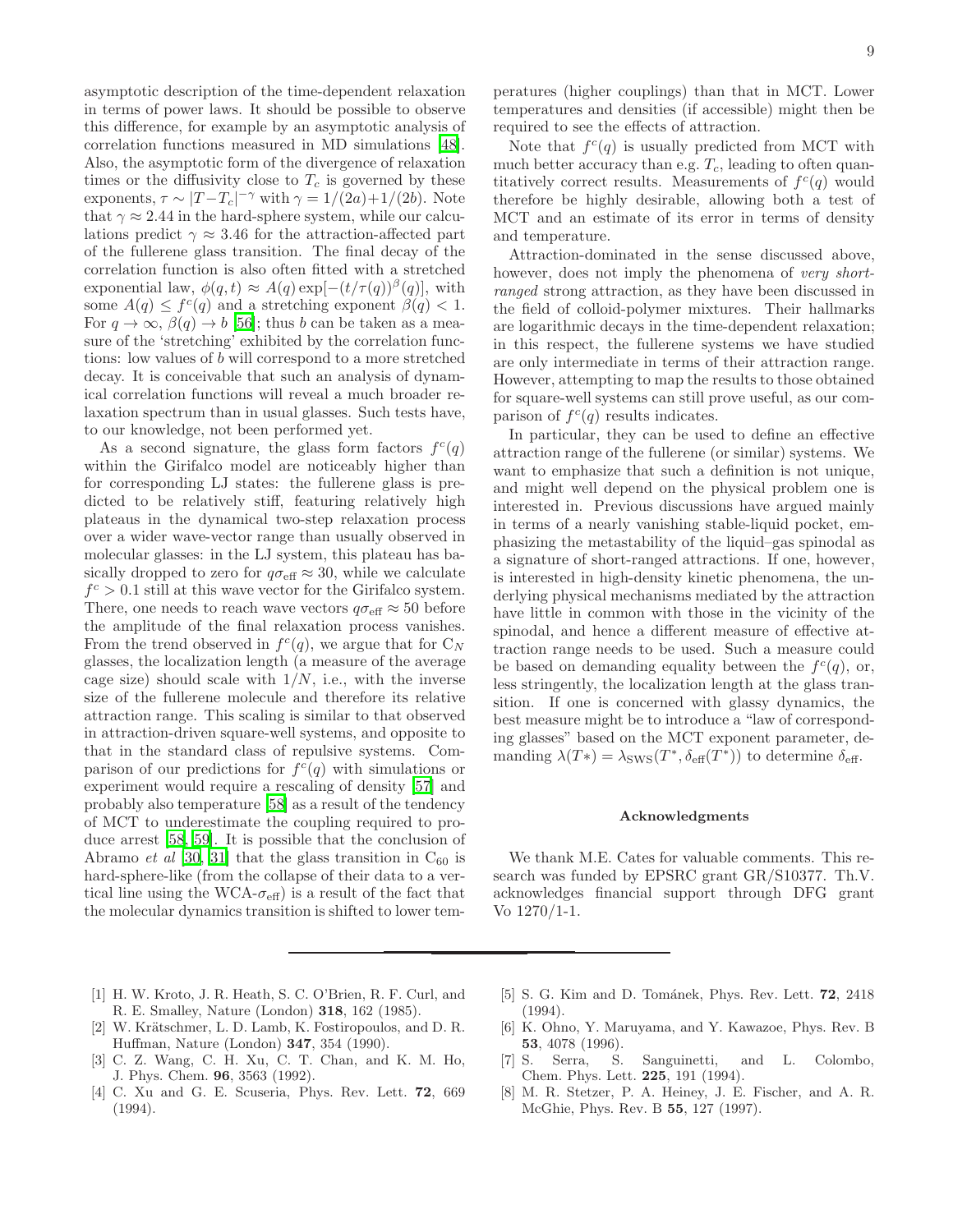asymptotic description of the time-dependent relaxation in terms of power laws. It should be possible to observe this difference, for example by an asymptotic analysis of correlation functions measured in MD simulations [48]. Also, the asymptotic form of the divergence of relaxation times or the diffusivity close to $T_c$ is governed by these exponents, $\tau \sim |T - T_c|^{-\gamma}$ with $\gamma = 1/(2a) + 1/(2b)$. Note that $\gamma \approx 2.44$ in the hard-sphere system, while our calculations predict $\gamma \approx 3.46$ for the attraction-affected part of the fullerene glass transition. The final decay of the correlation function is also often fitted with a stretched exponential law, $\phi(q,t) \approx A(q) \exp[-(t/\tau(q))^{\beta}(q)]$, with some $A(q) \leq f^c(q)$ and a stretching exponent $\beta(q) < 1$. For $q \to \infty$, $\beta(q) \to b$ [56]; thus $b$ can be taken as a measure of the 'stretching' exhibited by the correlation functions: low values of $b$ will correspond to a more stretched decay. It is conceivable that such an analysis of dynamical correlation functions will reveal a much broader relaxation spectrum than in usual glasses. Such tests have, to our knowledge, not been performed yet.

As a second signature, the glass form factors $f^c(q)$ within the Girifalco model are noticeably higher than for corresponding LJ states: the fullerene glass is predicted to be relatively stiff, featuring relatively high plateaus in the dynamical two-step relaxation process over a wider wave-vector range than usually observed in molecular glasses: in the LJ system, this plateau has basically dropped to zero for $q\sigma_{\text{eff}} \approx 30$, while we calculate $f^c > 0.1$ still at this wave vector for the Girifalco system. There, one needs to reach wave vectors $q\sigma_{\text{eff}} \approx 50$ before the amplitude of the final relaxation process vanishes. From the trend observed in $f^c(q)$, we argue that for $C_N$ glasses, the localization length (a measure of the average cage size) should scale with $1/N$, i.e., with the inverse size of the fullerene molecule and therefore its relative attraction range. This scaling is similar to that observed in attraction-driven square-well systems, and opposite to that in the standard class of repulsive systems. Comparison of our predictions for $f^c(q)$ with simulations or experiment would require a rescaling of density [57] and probably also temperature [58] as a result of the tendency of MCT to underestimate the coupling required to produce arrest [58, 59]. It is possible that the conclusion of Abramo *et al* [30, 31] that the glass transition in $C_{60}$ is hard-sphere-like (from the collapse of their data to a vertical line using the WCA-$\sigma_{\text{eff}}$) is a result of the fact that the molecular dynamics transition is shifted to lower temperatures (higher couplings) than that in MCT. Lower temperatures and densities (if accessible) might then be required to see the effects of attraction.

Note that $f^c(q)$ is usually predicted from MCT with much better accuracy than e.g. $T_c$, leading to often quantitatively correct results. Measurements of $f^c(q)$ would therefore be highly desirable, allowing both a test of MCT and an estimate of its error in terms of density and temperature.

Attraction-dominated in the sense discussed above, however, does not imply the phenomena of *very short-ranged* strong attraction, as they have been discussed in the field of colloid-polymer mixtures. Their hallmarks are logarithmic decays in the time-dependent relaxation; in this respect, the fullerene systems we have studied are only intermediate in terms of their attraction range. However, attempting to map the results to those obtained for square-well systems can still prove useful, as our comparison of $f^c(q)$ results indicates.

In particular, they can be used to define an effective attraction range of the fullerene (or similar) systems. We want to emphasize that such a definition is not unique, and might well depend on the physical problem one is interested in. Previous discussions have argued mainly in terms of a nearly vanishing stable-liquid pocket, emphasizing the metastability of the liquid–gas spinodal as a signature of short-ranged attractions. If one, however, is interested in high-density kinetic phenomena, the underlying physical mechanisms mediated by the attraction have little in common with those in the vicinity of the spinodal, and hence a different measure of effective attraction range needs to be used. Such a measure could be based on demanding equality between the $f^c(q)$, or, less stringently, the localization length at the glass transition. If one is concerned with glassy dynamics, the best measure might be to introduce a "law of corresponding glasses" based on the MCT exponent parameter, demanding $\lambda(T*) = \lambda_{\text{SWS}}(T^*, \delta_{\text{eff}}(T^*))$ to determine $\delta_{\text{eff}}$.

### Acknowledgments

We thank M.E. Cates for valuable comments. This research was funded by EPSRC grant GR/S10377. Th.V. acknowledges financial support through DFG grant Vo 1270/1-1.

---

[1] H. W. Kroto, J. R. Heath, S. C. O'Brien, R. F. Curl, and R. E. Smalley, Nature (London) **318**, 162 (1985).

[2] W. Krätschmer, L. D. Lamb, K. Fostiropoulos, and D. R. Huffman, Nature (London) **347**, 354 (1990).

[3] C. Z. Wang, C. H. Xu, C. T. Chan, and K. M. Ho, J. Phys. Chem. **96**, 3563 (1992).

[4] C. Xu and G. E. Scuseria, Phys. Rev. Lett. **72**, 669 (1994).

[5] S. G. Kim and D. Tománek, Phys. Rev. Lett. **72**, 2418 (1994).

[6] K. Ohno, Y. Maruyama, and Y. Kawazoe, Phys. Rev. B **53**, 4078 (1996).

[7] S. Serra, S. Sanguinetti, and L. Colombo, Chem. Phys. Lett. **225**, 191 (1994).

[8] M. R. Stetzer, P. A. Heiney, J. E. Fischer, and A. R. McGhie, Phys. Rev. B **55**, 127 (1997).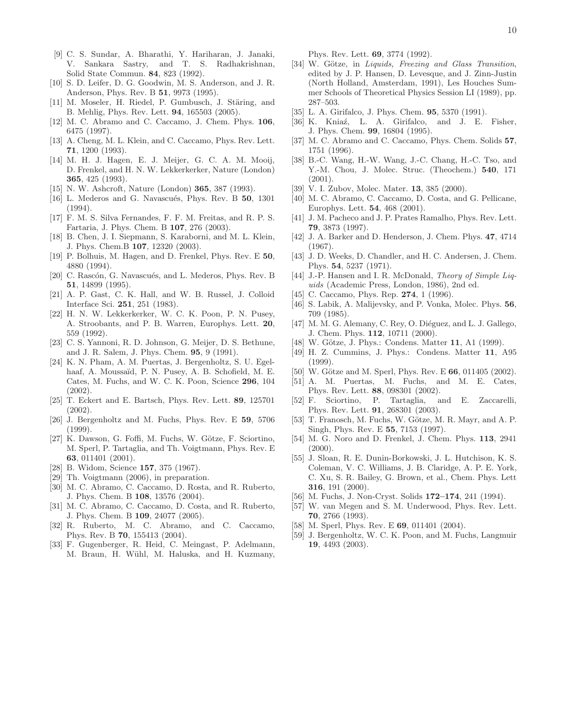[9] C. S. Sundar, A. Bharathi, Y. Hariharan, J. Janaki, V. Sankara Sastry, and T. S. Radhakrishnan, Solid State Commun. **84**, 823 (1992).

[10] S. D. Leifer, D. G. Goodwin, M. S. Anderson, and J. R. Anderson, Phys. Rev. B **51**, 9973 (1995).

[11] M. Moseler, H. Riedel, P. Gumbusch, J. Stäring, and B. Mehlig, Phys. Rev. Lett. **94**, 165503 (2005).

[12] M. C. Abramo and C. Caccamo, J. Chem. Phys. **106**, 6475 (1997).

[13] A. Cheng, M. L. Klein, and C. Caccamo, Phys. Rev. Lett. **71**, 1200 (1993).

[14] M. H. J. Hagen, E. J. Meijer, G. C. A. M. Mooij, D. Frenkel, and H. N. W. Lekkerkerker, Nature (London) **365**, 425 (1993).

[15] N. W. Ashcroft, Nature (London) **365**, 387 (1993).

[16] L. Mederos and G. Navascués, Phys. Rev. B **50**, 1301 (1994).

[17] F. M. S. Silva Fernandes, F. F. M. Freitas, and R. P. S. Fartaria, J. Phys. Chem. B **107**, 276 (2003).

[18] B. Chen, J. I. Siepmann, S. Karaborni, and M. L. Klein, J. Phys. Chem.B **107**, 12320 (2003).

[19] P. Bolhuis, M. Hagen, and D. Frenkel, Phys. Rev. E **50**, 4880 (1994).

[20] C. Rascón, G. Navascués, and L. Mederos, Phys. Rev. B **51**, 14899 (1995).

[21] A. P. Gast, C. K. Hall, and W. B. Russel, J. Colloid Interface Sci. **251**, 251 (1983).

[22] H. N. W. Lekkerkerker, W. C. K. Poon, P. N. Pusey, A. Stroobants, and P. B. Warren, Europhys. Lett. **20**, 559 (1992).

[23] C. S. Yannoni, R. D. Johnson, G. Meijer, D. S. Bethune, and J. R. Salem, J. Phys. Chem. **95**, 9 (1991).

[24] K. N. Pham, A. M. Puertas, J. Bergenholtz, S. U. Egelhaaf, A. Moussaïd, P. N. Pusey, A. B. Schofield, M. E. Cates, M. Fuchs, and W. C. K. Poon, Science **296**, 104 (2002).

[25] T. Eckert and E. Bartsch, Phys. Rev. Lett. **89**, 125701 (2002).

[26] J. Bergenholtz and M. Fuchs, Phys. Rev. E **59**, 5706 (1999).

[27] K. Dawson, G. Foffi, M. Fuchs, W. Götze, F. Sciortino, M. Sperl, P. Tartaglia, and Th. Voigtmann, Phys. Rev. E **63**, 011401 (2001).

[28] B. Widom, Science **157**, 375 (1967).

[29] Th. Voigtmann (2006), in preparation.

[30] M. C. Abramo, C. Caccamo, D. Rosta, and R. Ruberto, J. Phys. Chem. B **108**, 13576 (2004).

[31] M. C. Abramo, C. Caccamo, D. Costa, and R. Ruberto, J. Phys. Chem. B **109**, 24077 (2005).

[32] R. Ruberto, M. C. Abramo, and C. Caccamo, Phys. Rev. B **70**, 155413 (2004).

[33] F. Gugenberger, R. Heid, C. Meingast, P. Adelmann, M. Braun, H. Wühl, M. Haluska, and H. Kuzmany, Phys. Rev. Lett. **69**, 3774 (1992).

[34] W. Götze, in *Liquids, Freezing and Glass Transition*, edited by J. P. Hansen, D. Levesque, and J. Zinn-Justin (North Holland, Amsterdam, 1991), Les Houches Summer Schools of Theoretical Physics Session LI (1989), pp. 287–503.

[35] L. A. Girifalco, J. Phys. Chem. **95**, 5370 (1991).

[36] K. Kniaź, L. A. Girifalco, and J. E. Fisher, J. Phys. Chem. **99**, 16804 (1995).

[37] M. C. Abramo and C. Caccamo, Phys. Chem. Solids **57**, 1751 (1996).

[38] B.-C. Wang, H.-W. Wang, J.-C. Chang, H.-C. Tso, and Y.-M. Chou, J. Molec. Struc. (Theochem.) **540**, 171 (2001).

[39] V. I. Zubov, Molec. Mater. **13**, 385 (2000).

[40] M. C. Abramo, C. Caccamo, D. Costa, and G. Pellicane, Europhys. Lett. **54**, 468 (2001).

[41] J. M. Pacheco and J. P. Prates Ramalho, Phys. Rev. Lett. **79**, 3873 (1997).

[42] J. A. Barker and D. Henderson, J. Chem. Phys. **47**, 4714 (1967).

[43] J. D. Weeks, D. Chandler, and H. C. Andersen, J. Chem. Phys. **54**, 5237 (1971).

[44] J.-P. Hansen and I. R. McDonald, *Theory of Simple Liquids* (Academic Press, London, 1986), 2nd ed.

[45] C. Caccamo, Phys. Rep. **274**, 1 (1996).

[46] S. Labik, A. Malijevsky, and P. Vonka, Molec. Phys. **56**, 709 (1985).

[47] M. M. G. Alemany, C. Rey, O. Diéguez, and L. J. Gallego, J. Chem. Phys. **112**, 10711 (2000).

[48] W. Götze, J. Phys.: Condens. Matter **11**, A1 (1999).

[49] H. Z. Cummins, J. Phys.: Condens. Matter **11**, A95 (1999).

[50] W. Götze and M. Sperl, Phys. Rev. E **66**, 011405 (2002).

[51] A. M. Puertas, M. Fuchs, and M. E. Cates, Phys. Rev. Lett. **88**, 098301 (2002).

[52] F. Sciortino, P. Tartaglia, and E. Zaccarelli, Phys. Rev. Lett. **91**, 268301 (2003).

[53] T. Franosch, M. Fuchs, W. Götze, M. R. Mayr, and A. P. Singh, Phys. Rev. E **55**, 7153 (1997).

[54] M. G. Noro and D. Frenkel, J. Chem. Phys. **113**, 2941 (2000).

[55] J. Sloan, R. E. Dunin-Borkowski, J. L. Hutchison, K. S. Coleman, V. C. Williams, J. B. Claridge, A. P. E. York, C. Xu, S. R. Bailey, G. Brown, et al., Chem. Phys. Lett **316**, 191 (2000).

[56] M. Fuchs, J. Non-Cryst. Solids **172–174**, 241 (1994).

[57] W. van Megen and S. M. Underwood, Phys. Rev. Lett. **70**, 2766 (1993).

[58] M. Sperl, Phys. Rev. E **69**, 011401 (2004).

[59] J. Bergenholtz, W. C. K. Poon, and M. Fuchs, Langmuir **19**, 4493 (2003).